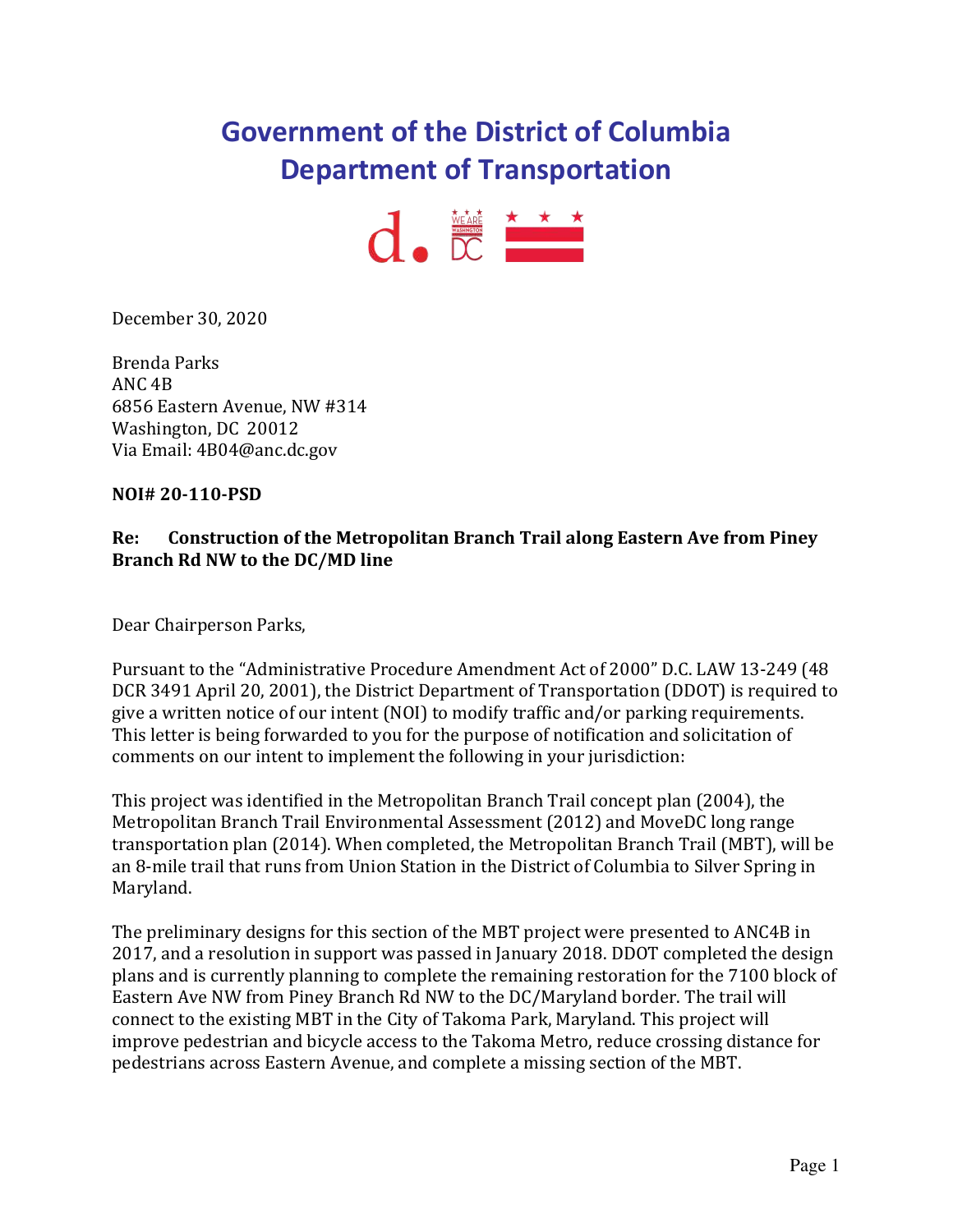# Government of the District of Columbia
# Department of Transportation

December 30, 2020

Brenda Parks
ANC 4B
6856 Eastern Avenue, NW #314
Washington, DC 20012
Via Email: 4B04@anc.dc.gov

**NOI# 20-110-PSD**

**Re: Construction of the Metropolitan Branch Trail along Eastern Ave from Piney Branch Rd NW to the DC/MD line**

Dear Chairperson Parks,

Pursuant to the "Administrative Procedure Amendment Act of 2000" D.C. LAW 13-249 (48 DCR 3491 April 20, 2001), the District Department of Transportation (DDOT) is required to give a written notice of our intent (NOI) to modify traffic and/or parking requirements. This letter is being forwarded to you for the purpose of notification and solicitation of comments on our intent to implement the following in your jurisdiction:

This project was identified in the Metropolitan Branch Trail concept plan (2004), the Metropolitan Branch Trail Environmental Assessment (2012) and MoveDC long range transportation plan (2014). When completed, the Metropolitan Branch Trail (MBT), will be an 8-mile trail that runs from Union Station in the District of Columbia to Silver Spring in Maryland.

The preliminary designs for this section of the MBT project were presented to ANC4B in 2017, and a resolution in support was passed in January 2018. DDOT completed the design plans and is currently planning to complete the remaining restoration for the 7100 block of Eastern Ave NW from Piney Branch Rd NW to the DC/Maryland border. The trail will connect to the existing MBT in the City of Takoma Park, Maryland. This project will improve pedestrian and bicycle access to the Takoma Metro, reduce crossing distance for pedestrians across Eastern Avenue, and complete a missing section of the MBT.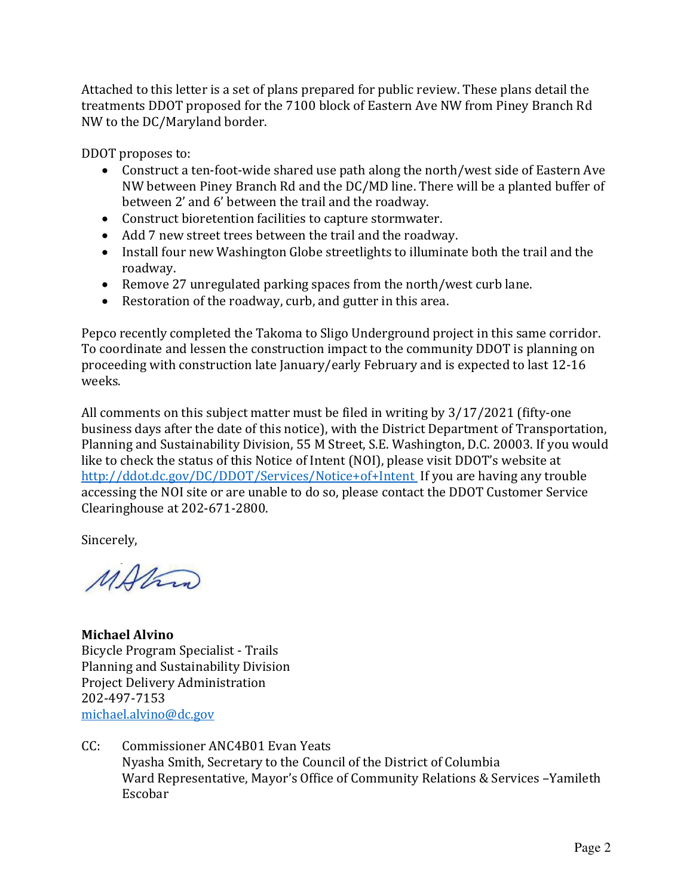Attached to this letter is a set of plans prepared for public review. These plans detail the treatments DDOT proposed for the 7100 block of Eastern Ave NW from Piney Branch Rd NW to the DC/Maryland border.

DDOT proposes to:

- Construct a ten-foot-wide shared use path along the north/west side of Eastern Ave NW between Piney Branch Rd and the DC/MD line. There will be a planted buffer of between 2' and 6' between the trail and the roadway.
- Construct bioretention facilities to capture stormwater.
- Add 7 new street trees between the trail and the roadway.
- Install four new Washington Globe streetlights to illuminate both the trail and the roadway.
- Remove 27 unregulated parking spaces from the north/west curb lane.
- Restoration of the roadway, curb, and gutter in this area.

Pepco recently completed the Takoma to Sligo Underground project in this same corridor. To coordinate and lessen the construction impact to the community DDOT is planning on proceeding with construction late January/early February and is expected to last 12-16 weeks.

All comments on this subject matter must be filed in writing by 3/17/2021 (fifty-one business days after the date of this notice), with the District Department of Transportation, Planning and Sustainability Division, 55 M Street, S.E. Washington, D.C. 20003. If you would like to check the status of this Notice of Intent (NOI), please visit DDOT's website at http://ddot.dc.gov/DC/DDOT/Services/Notice+of+Intent If you are having any trouble accessing the NOI site or are unable to do so, please contact the DDOT Customer Service Clearinghouse at 202-671-2800.

Sincerely,

**Michael Alvino**
Bicycle Program Specialist - Trails
Planning and Sustainability Division
Project Delivery Administration
202-497-7153
michael.alvino@dc.gov

CC: Commissioner ANC4B01 Evan Yeats
Nyasha Smith, Secretary to the Council of the District of Columbia
Ward Representative, Mayor's Office of Community Relations & Services –Yamileth Escobar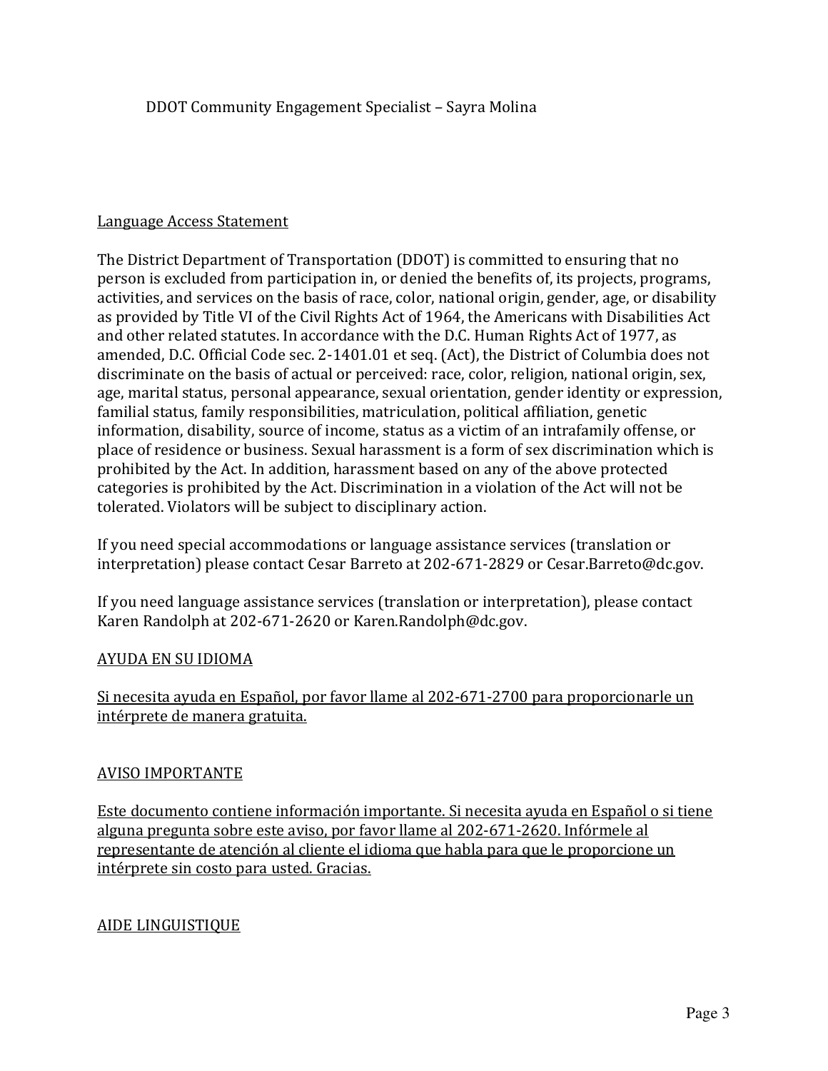DDOT Community Engagement Specialist – Sayra Molina

<u>Language Access Statement</u>

The District Department of Transportation (DDOT) is committed to ensuring that no person is excluded from participation in, or denied the benefits of, its projects, programs, activities, and services on the basis of race, color, national origin, gender, age, or disability as provided by Title VI of the Civil Rights Act of 1964, the Americans with Disabilities Act and other related statutes. In accordance with the D.C. Human Rights Act of 1977, as amended, D.C. Official Code sec. 2-1401.01 et seq. (Act), the District of Columbia does not discriminate on the basis of actual or perceived: race, color, religion, national origin, sex, age, marital status, personal appearance, sexual orientation, gender identity or expression, familial status, family responsibilities, matriculation, political affiliation, genetic information, disability, source of income, status as a victim of an intrafamily offense, or place of residence or business. Sexual harassment is a form of sex discrimination which is prohibited by the Act. In addition, harassment based on any of the above protected categories is prohibited by the Act. Discrimination in a violation of the Act will not be tolerated. Violators will be subject to disciplinary action.

If you need special accommodations or language assistance services (translation or interpretation) please contact Cesar Barreto at 202-671-2829 or Cesar.Barreto@dc.gov.

If you need language assistance services (translation or interpretation), please contact Karen Randolph at 202-671-2620 or Karen.Randolph@dc.gov.

<u>AYUDA EN SU IDIOMA</u>

<u>Si necesita ayuda en Español, por favor llame al 202-671-2700 para proporcionarle un intérprete de manera gratuita.</u>

<u>AVISO IMPORTANTE</u>

<u>Este documento contiene información importante. Si necesita ayuda en Español o si tiene alguna pregunta sobre este aviso, por favor llame al 202-671-2620. Infórmele al representante de atención al cliente el idioma que habla para que le proporcione un intérprete sin costo para usted. Gracias.</u>

<u>AIDE LINGUISTIQUE</u>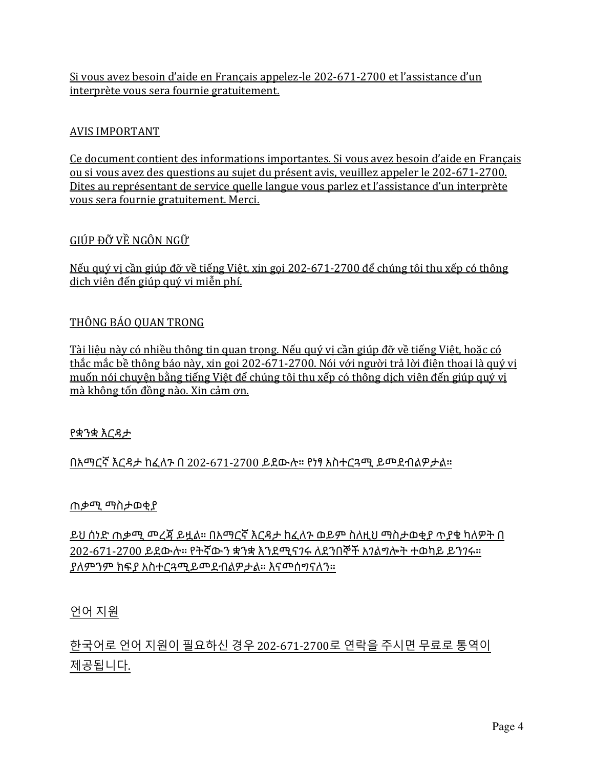Si vous avez besoin d'aide en Français appelez-le 202-671-2700 et l'assistance d'un interprète vous sera fournie gratuitement.

AVIS IMPORTANT

Ce document contient des informations importantes. Si vous avez besoin d'aide en Français ou si vous avez des questions au sujet du présent avis, veuillez appeler le 202-671-2700. Dites au représentant de service quelle langue vous parlez et l'assistance d'un interprète vous sera fournie gratuitement. Merci.

GIÚP ĐỠ VỀ NGÔN NGỮ

Nếu quý vị cần giúp đỡ về tiếng Việt, xin gọi 202-671-2700 để chúng tôi thu xếp có thông dịch viên đến giúp quý vị miễn phí.

THÔNG BÁO QUAN TRỌNG

Tài liệu này có nhiều thông tin quan trọng. Nếu quý vị cần giúp đỡ về tiếng Việt, hoặc có thắc mắc bề thông báo này, xin gọi 202-671-2700. Nói với người trả lời điện thoại là quý vị muốn nói chuyện bằng tiếng Việt để chúng tôi thu xếp có thông dịch viên đến giúp quý vị mà không tốn đồng nào. Xin cảm ơn.

የቋንቋ እርዳታ

በአማርኛ እርዳታ ከፈለጉ በ 202-671-2700 ይደውሉ። የነፃ አስተርጓሚ ይመደብልዎታል።

ጠቃሚ ማስታወቂያ

ይህ ሰነድ ጠቃሚ መረጃ ይዟል። በአማርኛ እርዳታ ከፈለጉ ወይም ስለዚህ ማስታወቂያ ጥያቄ ካለዎት በ 202-671-2700 ይደውሉ። የትኛውን ቋንቋ እንደሚናገሩ ለደንበኞች አገልግሎት ተወካይ ይንገሩ። ያለምንም ክፍያ አስተርጓሚ ይመደብልዎታል። እናመሰግናለን።

언어 지원

한국어로 언어 지원이 필요하신 경우 202-671-2700로 연락을 주시면 무료로 통역이 제공됩니다.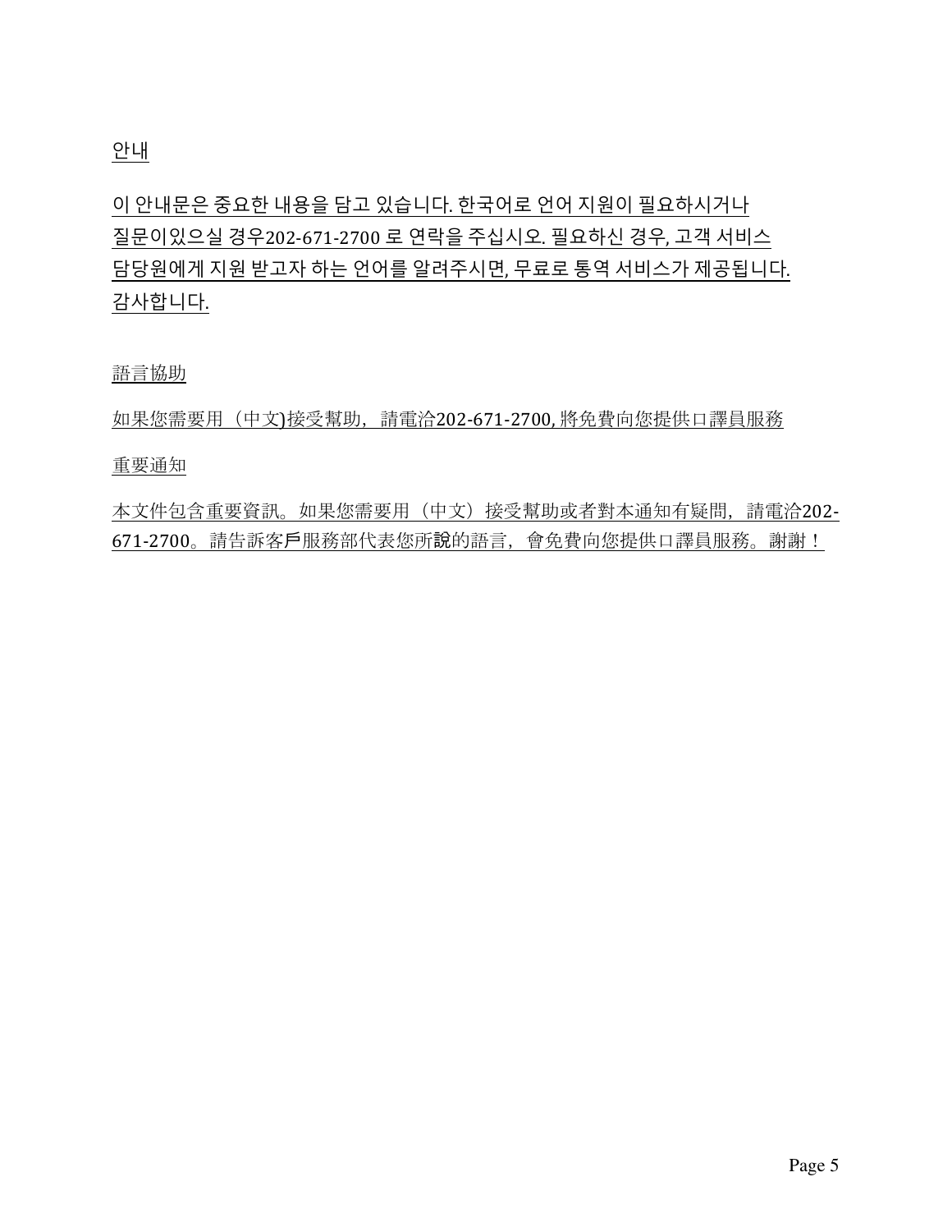안내

이 안내문은 중요한 내용을 담고 있습니다. 한국어로 언어 지원이 필요하시거나 질문이있으실 경우202-671-2700 로 연락을 주십시오. 필요하신 경우, 고객 서비스 담당원에게 지원 받고자 하는 언어를 알려주시면, 무료로 통역 서비스가 제공됩니다. 감사합니다.

語言協助

如果您需要用（中文)接受幫助，請電洽202-671-2700, 將免費向您提供口譯員服務

重要通知

本文件包含重要資訊。如果您需要用（中文）接受幫助或者對本通知有疑問，請電洽202-671-2700。請告訴客戶服務部代表您所說的語言，會免費向您提供口譯員服務。謝謝！